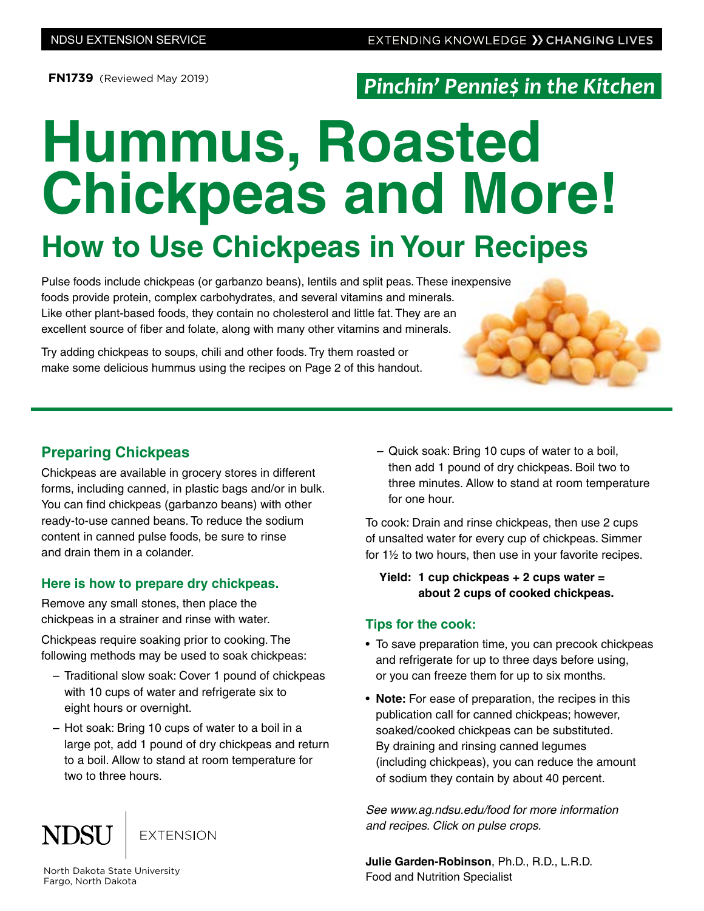FN1739 (Reviewed May 2019)

*Pinchin' Pennie$ in the Kitchen*

# Hummus, Roasted Chickpeas and More!

## How to Use Chickpeas in Your Recipes

Pulse foods include chickpeas (or garbanzo beans), lentils and split peas. These inexpensive foods provide protein, complex carbohydrates, and several vitamins and minerals. Like other plant-based foods, they contain no cholesterol and little fat. They are an excellent source of fiber and folate, along with many other vitamins and minerals.

Try adding chickpeas to soups, chili and other foods. Try them roasted or make some delicious hummus using the recipes on Page 2 of this handout.

### Preparing Chickpeas

Chickpeas are available in grocery stores in different forms, including canned, in plastic bags and/or in bulk. You can find chickpeas (garbanzo beans) with other ready-to-use canned beans. To reduce the sodium content in canned pulse foods, be sure to rinse and drain them in a colander.

#### Here is how to prepare dry chickpeas.

Remove any small stones, then place the chickpeas in a strainer and rinse with water.

Chickpeas require soaking prior to cooking. The following methods may be used to soak chickpeas:

- Traditional slow soak: Cover 1 pound of chickpeas with 10 cups of water and refrigerate six to eight hours or overnight.
- Hot soak: Bring 10 cups of water to a boil in a large pot, add 1 pound of dry chickpeas and return to a boil. Allow to stand at room temperature for two to three hours.
- Quick soak: Bring 10 cups of water to a boil, then add 1 pound of dry chickpeas. Boil two to three minutes. Allow to stand at room temperature for one hour.

To cook: Drain and rinse chickpeas, then use 2 cups of unsalted water for every cup of chickpeas. Simmer for 1½ to two hours, then use in your favorite recipes.

**Yield: 1 cup chickpeas + 2 cups water = about 2 cups of cooked chickpeas.**

#### Tips for the cook:

- To save preparation time, you can precook chickpeas and refrigerate for up to three days before using, or you can freeze them for up to six months.
- **Note:** For ease of preparation, the recipes in this publication call for canned chickpeas; however, soaked/cooked chickpeas can be substituted. By draining and rinsing canned legumes (including chickpeas), you can reduce the amount of sodium they contain by about 40 percent.

*See www.ag.ndsu.edu/food for more information and recipes. Click on pulse crops.*

**Julie Garden-Robinson**, Ph.D., R.D., L.R.D.
Food and Nutrition Specialist

NDSU EXTENSION

North Dakota State University
Fargo, North Dakota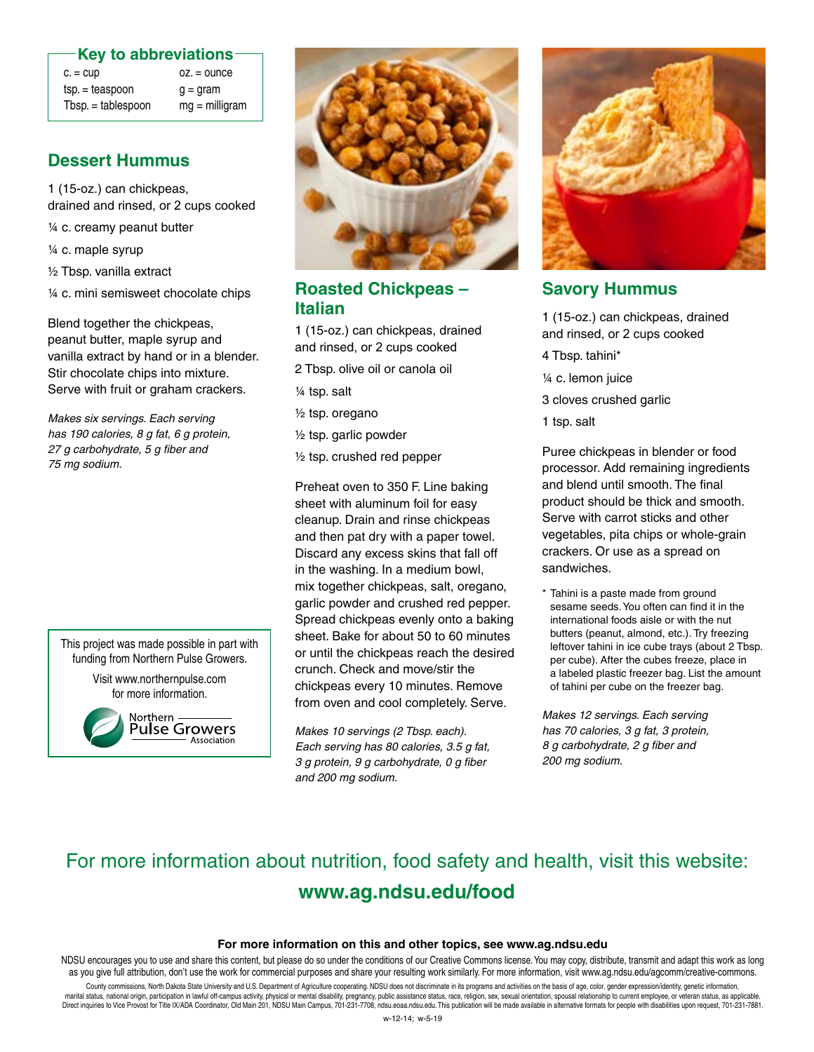## Key to abbreviations

| | |
|---|---|
| c. = cup | oz. = ounce |
| tsp. = teaspoon | g = gram |
| Tbsp. = tablespoon | mg = milligram |

## Dessert Hummus

1 (15-oz.) can chickpeas, drained and rinsed, or 2 cups cooked

¼ c. creamy peanut butter

¼ c. maple syrup

½ Tbsp. vanilla extract

¼ c. mini semisweet chocolate chips

Blend together the chickpeas, peanut butter, maple syrup and vanilla extract by hand or in a blender. Stir chocolate chips into mixture. Serve with fruit or graham crackers.

*Makes six servings. Each serving has 190 calories, 8 g fat, 6 g protein, 27 g carbohydrate, 5 g fiber and 75 mg sodium.*

This project was made possible in part with funding from Northern Pulse Growers.

Visit www.northernpulse.com for more information.

Northern Pulse Growers Association

## Roasted Chickpeas – Italian

1 (15-oz.) can chickpeas, drained and rinsed, or 2 cups cooked

2 Tbsp. olive oil or canola oil

¼ tsp. salt

½ tsp. oregano

½ tsp. garlic powder

½ tsp. crushed red pepper

Preheat oven to 350 F. Line baking sheet with aluminum foil for easy cleanup. Drain and rinse chickpeas and then pat dry with a paper towel. Discard any excess skins that fall off in the washing. In a medium bowl, mix together chickpeas, salt, oregano, garlic powder and crushed red pepper. Spread chickpeas evenly onto a baking sheet. Bake for about 50 to 60 minutes or until the chickpeas reach the desired crunch. Check and move/stir the chickpeas every 10 minutes. Remove from oven and cool completely. Serve.

*Makes 10 servings (2 Tbsp. each). Each serving has 80 calories, 3.5 g fat, 3 g protein, 9 g carbohydrate, 0 g fiber and 200 mg sodium.*

## Savory Hummus

1 (15-oz.) can chickpeas, drained and rinsed, or 2 cups cooked

4 Tbsp. tahini*

¼ c. lemon juice

3 cloves crushed garlic

1 tsp. salt

Puree chickpeas in blender or food processor. Add remaining ingredients and blend until smooth. The final product should be thick and smooth. Serve with carrot sticks and other vegetables, pita chips or whole-grain crackers. Or use as a spread on sandwiches.

* Tahini is a paste made from ground sesame seeds. You often can find it in the international foods aisle or with the nut butters (peanut, almond, etc.). Try freezing leftover tahini in ice cube trays (about 2 Tbsp. per cube). After the cubes freeze, place in a labeled plastic freezer bag. List the amount of tahini per cube on the freezer bag.

*Makes 12 servings. Each serving has 70 calories, 3 g fat, 3 protein, 8 g carbohydrate, 2 g fiber and 200 mg sodium.*

For more information about nutrition, food safety and health, visit this website:

**www.ag.ndsu.edu/food**

**For more information on this and other topics, see www.ag.ndsu.edu**

NDSU encourages you to use and share this content, but please do so under the conditions of our Creative Commons license. You may copy, distribute, transmit and adapt this work as long as you give full attribution, don't use the work for commercial purposes and share your resulting work similarly. For more information, visit www.ag.ndsu.edu/agcomm/creative-commons.

County commissions, North Dakota State University and U.S. Department of Agriculture cooperating. NDSU does not discriminate in its programs and activities on the basis of age, color, gender expression/identity, genetic information, marital status, national origin, participation in lawful off-campus activity, physical or mental disability, pregnancy, public assistance status, race, religion, sex, sexual orientation, spousal relationship to current employee, or veteran status, as applicable. Direct inquiries to Vice Provost for Title IX/ADA Coordinator, Old Main 201, NDSU Main Campus, 701-231-7708, ndsu.eoaa.ndsu.edu. This publication will be made available in alternative formats for people with disabilities upon request, 701-231-7881.

w-12-14; w-5-19